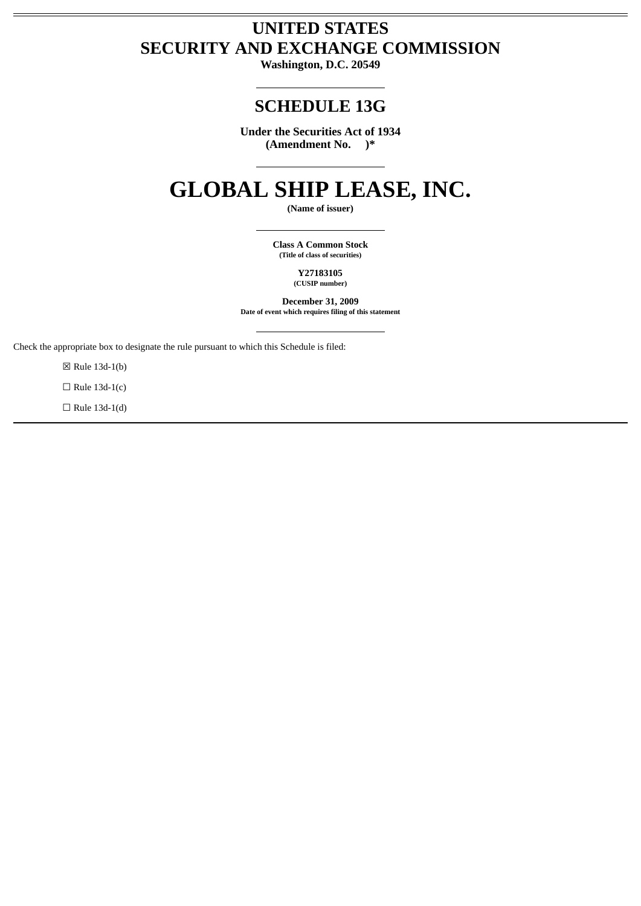# UNITED STATES
# SECURITY AND EXCHANGE COMMISSION

**Washington, D.C. 20549**

---

## SCHEDULE 13G

**Under the Securities Act of 1934**
**(Amendment No. )***

---

# GLOBAL SHIP LEASE, INC.

**(Name of issuer)**

---

**Class A Common Stock**
**(Title of class of securities)**

**Y27183105**
**(CUSIP number)**

**December 31, 2009**
**Date of event which requires filing of this statement**

---

Check the appropriate box to designate the rule pursuant to which this Schedule is filed:

☒ Rule 13d-1(b)

☐ Rule 13d-1(c)

☐ Rule 13d-1(d)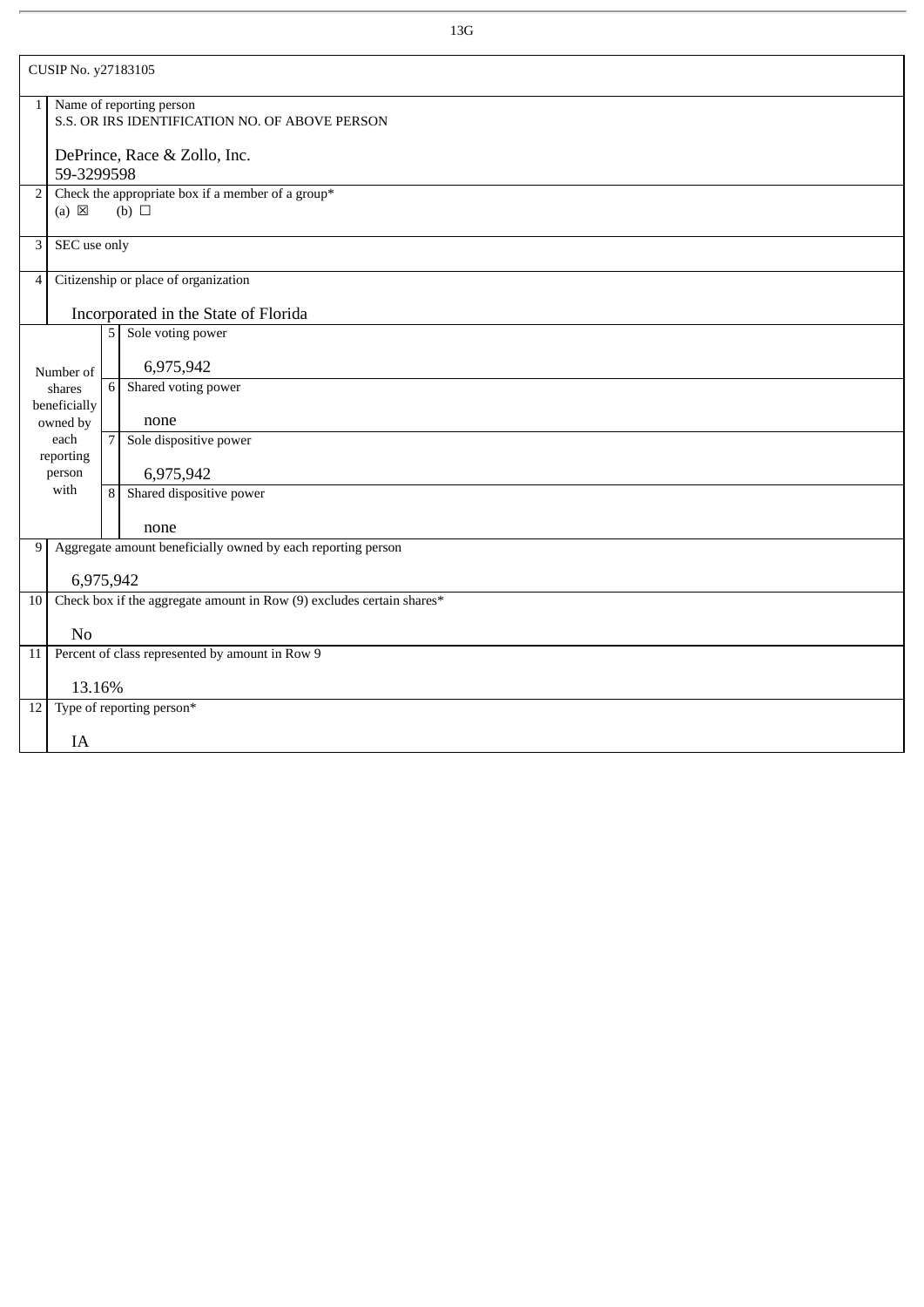13G

| CUSIP No. y27183105 | | | |
|---|---|---|---|
| 1 | Name of reporting person<br>S.S. OR IRS IDENTIFICATION NO. OF ABOVE PERSON<br><br>DePrince, Race & Zollo, Inc.<br>59-3299598 | | |
| 2 | Check the appropriate box if a member of a group*<br>(a) ☒ (b) ☐ | | |
| 3 | SEC use only | | |
| 4 | Citizenship or place of organization<br><br>Incorporated in the State of Florida | | |
| Number of shares beneficially owned by each reporting person with | 5 | Sole voting power<br><br>6,975,942 | |
| | 6 | Shared voting power<br><br>none | |
| | 7 | Sole dispositive power<br><br>6,975,942 | |
| | 8 | Shared dispositive power<br><br>none | |
| 9 | Aggregate amount beneficially owned by each reporting person<br><br>6,975,942 | | |
| 10 | Check box if the aggregate amount in Row (9) excludes certain shares*<br><br>No | | |
| 11 | Percent of class represented by amount in Row 9<br><br>13.16% | | |
| 12 | Type of reporting person*<br><br>IA | | |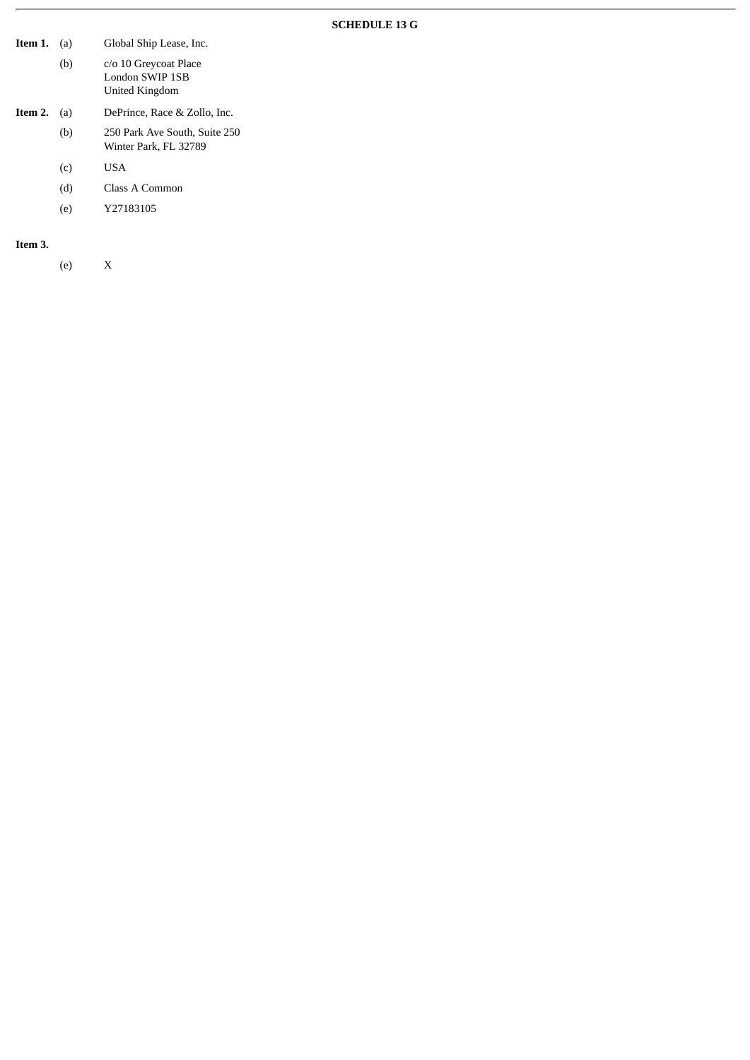# SCHEDULE 13 G

**Item 1.** (a) Global Ship Lease, Inc.

(b) c/o 10 Greycoat Place
London SWIP 1SB
United Kingdom

**Item 2.** (a) DePrince, Race & Zollo, Inc.

(b) 250 Park Ave South, Suite 250
Winter Park, FL 32789

(c) USA

(d) Class A Common

(e) Y27183105

**Item 3.**

(e) X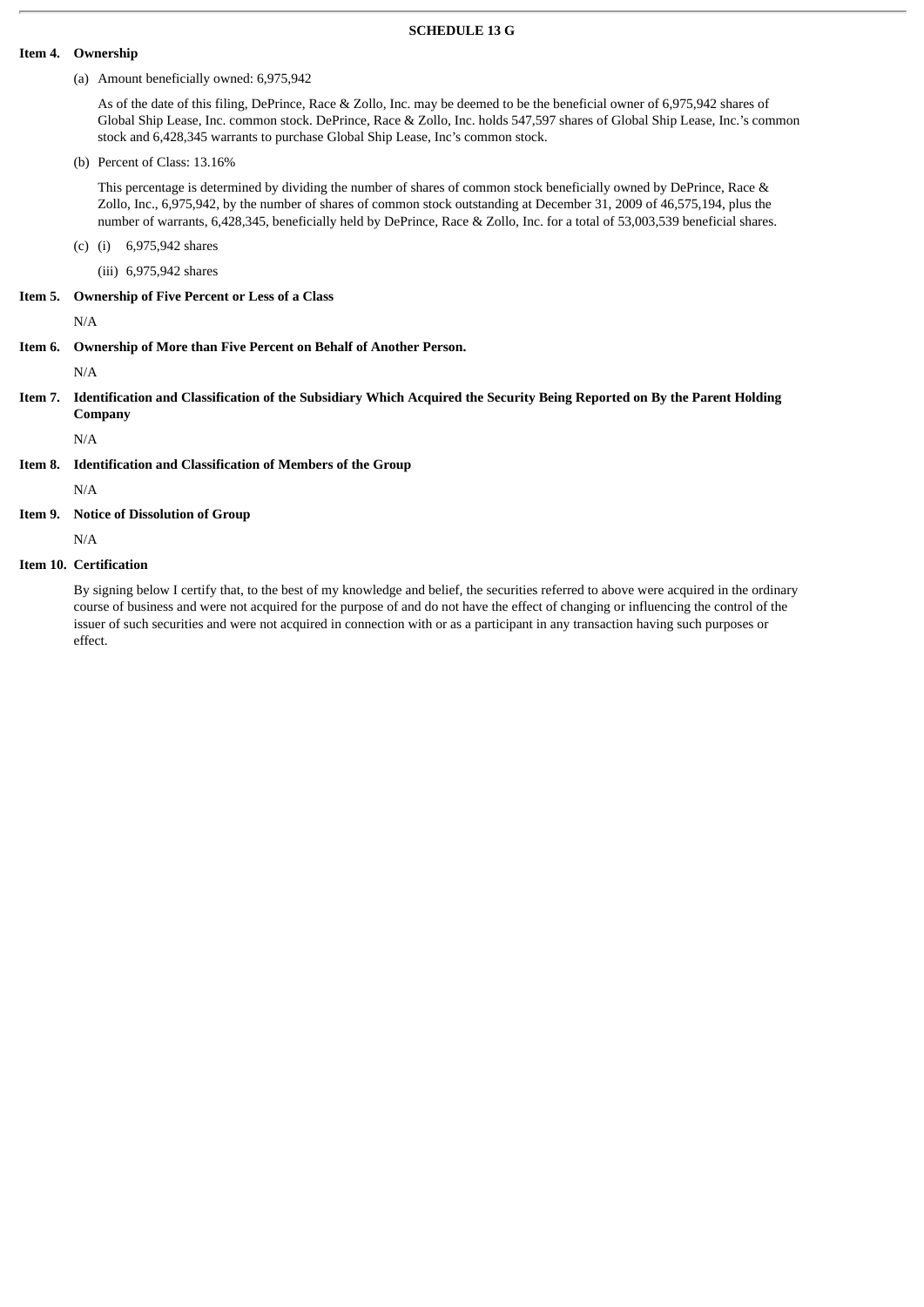**SCHEDULE 13 G**

**Item 4. Ownership**

(a) Amount beneficially owned: 6,975,942

As of the date of this filing, DePrince, Race & Zollo, Inc. may be deemed to be the beneficial owner of 6,975,942 shares of Global Ship Lease, Inc. common stock. DePrince, Race & Zollo, Inc. holds 547,597 shares of Global Ship Lease, Inc.'s common stock and 6,428,345 warrants to purchase Global Ship Lease, Inc's common stock.

(b) Percent of Class: 13.16%

This percentage is determined by dividing the number of shares of common stock beneficially owned by DePrince, Race & Zollo, Inc., 6,975,942, by the number of shares of common stock outstanding at December 31, 2009 of 46,575,194, plus the number of warrants, 6,428,345, beneficially held by DePrince, Race & Zollo, Inc. for a total of 53,003,539 beneficial shares.

(c) (i) 6,975,942 shares

(iii) 6,975,942 shares

**Item 5. Ownership of Five Percent or Less of a Class**

N/A

**Item 6. Ownership of More than Five Percent on Behalf of Another Person.**

N/A

**Item 7. Identification and Classification of the Subsidiary Which Acquired the Security Being Reported on By the Parent Holding Company**

N/A

**Item 8. Identification and Classification of Members of the Group**

N/A

**Item 9. Notice of Dissolution of Group**

N/A

**Item 10. Certification**

By signing below I certify that, to the best of my knowledge and belief, the securities referred to above were acquired in the ordinary course of business and were not acquired for the purpose of and do not have the effect of changing or influencing the control of the issuer of such securities and were not acquired in connection with or as a participant in any transaction having such purposes or effect.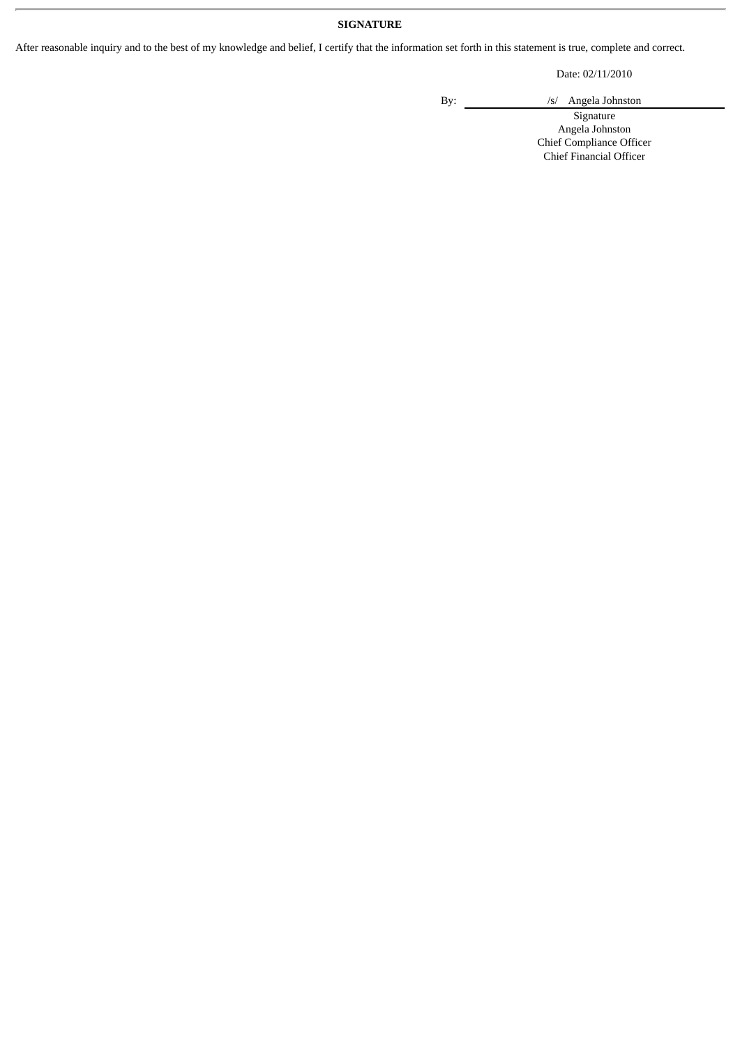**SIGNATURE**

After reasonable inquiry and to the best of my knowledge and belief, I certify that the information set forth in this statement is true, complete and correct.

Date: 02/11/2010

By: /s/ Angela Johnston

Signature

Angela Johnston

Chief Compliance Officer

Chief Financial Officer